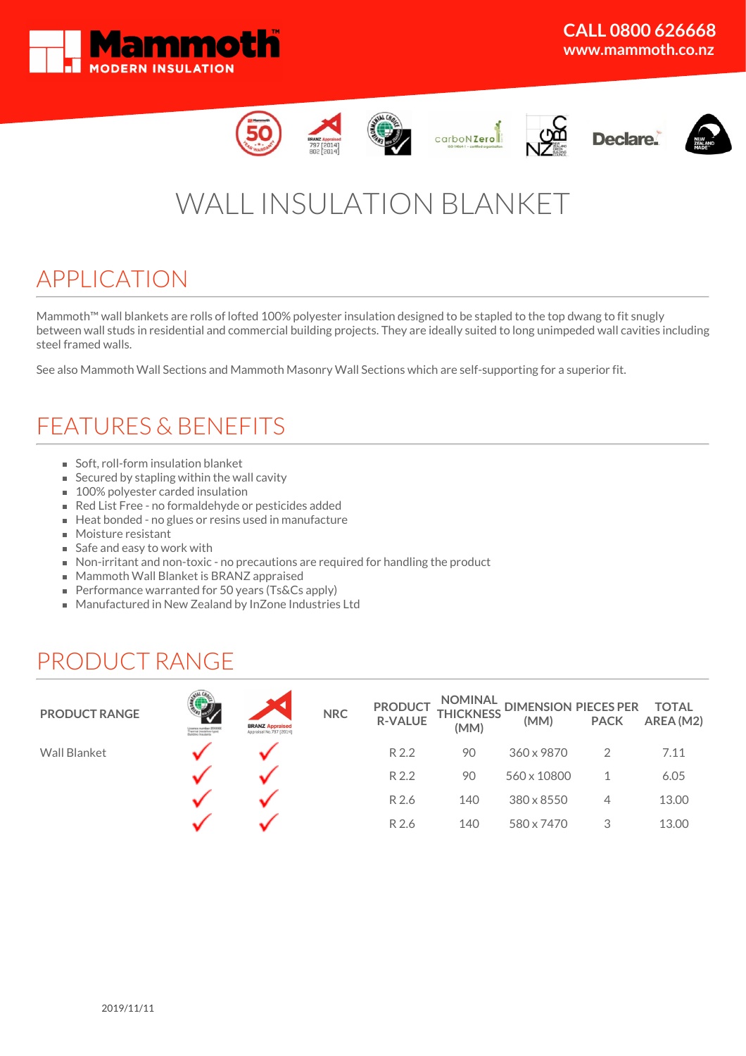# Mammoth™ MODERN INSULATION

**CALL 0800 626668**
**www.mammoth.co.nz**

# WALL INSULATION BLANKET

## APPLICATION

Mammoth™ wall blankets are rolls of lofted 100% polyester insulation designed to be stapled to the top dwang to fit snugly between wall studs in residential and commercial building projects. They are ideally suited to long unimpeded wall cavities including steel framed walls.

See also Mammoth Wall Sections and Mammoth Masonry Wall Sections which are self-supporting for a superior fit.

## FEATURES & BENEFITS

- Soft, roll-form insulation blanket
- Secured by stapling within the wall cavity
- 100% polyester carded insulation
- Red List Free - no formaldehyde or pesticides added
- Heat bonded - no glues or resins used in manufacture
- Moisture resistant
- Safe and easy to work with
- Non-irritant and non-toxic - no precautions are required for handling the product
- Mammoth Wall Blanket is BRANZ appraised
- Performance warranted for 50 years (Ts&Cs apply)
- Manufactured in New Zealand by InZone Industries Ltd

## PRODUCT RANGE

| PRODUCT RANGE | Environmental Choice | BRANZ Appraised | NRC | PRODUCT R-VALUE | NOMINAL THICKNESS (MM) | DIMENSION (MM) | PIECES PER PACK | TOTAL AREA (M2) |
|---|---|---|---|---|---|---|---|---|
| Wall Blanket | ✓ | ✓ | | R 2.2 | 90 | 360 x 9870 | 2 | 7.11 |
| | ✓ | ✓ | | R 2.2 | 90 | 560 x 10800 | 1 | 6.05 |
| | ✓ | ✓ | | R 2.6 | 140 | 380 x 8550 | 4 | 13.00 |
| | ✓ | ✓ | | R 2.6 | 140 | 580 x 7470 | 3 | 13.00 |

2019/11/11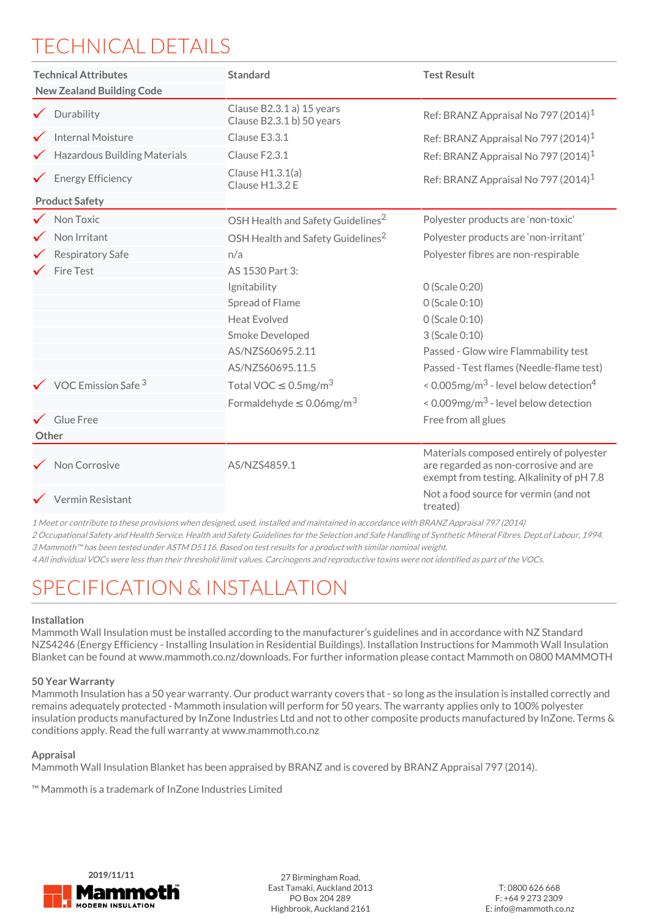# TECHNICAL DETAILS

| Technical Attributes | Standard | Test Result |
|---|---|---|
| **New Zealand Building Code** | | |
| ✓ Durability | Clause B2.3.1 a) 15 years<br>Clause B2.3.1 b) 50 years | Ref: BRANZ Appraisal No 797 (2014)[1] |
| ✓ Internal Moisture | Clause E3.3.1 | Ref: BRANZ Appraisal No 797 (2014)[1] |
| ✓ Hazardous Building Materials | Clause F2.3.1 | Ref: BRANZ Appraisal No 797 (2014)[1] |
| ✓ Energy Efficiency | Clause H1.3.1(a)<br>Clause H1.3.2 E | Ref: BRANZ Appraisal No 797 (2014)[1] |
| **Product Safety** | | |
| ✓ Non Toxic | OSH Health and Safety Guidelines[2] | Polyester products are 'non-toxic' |
| ✓ Non Irritant | OSH Health and Safety Guidelines[2] | Polyester products are 'non-irritant' |
| ✓ Respiratory Safe | n/a | Polyester fibres are non-respirable |
| ✓ Fire Test | AS 1530 Part 3: | |
| | Ignitability | 0 (Scale 0:20) |
| | Spread of Flame | 0 (Scale 0:10) |
| | Heat Evolved | 0 (Scale 0:10) |
| | Smoke Developed | 3 (Scale 0:10) |
| | AS/NZS60695.2.11 | Passed - Glow wire Flammability test |
| | AS/NZS60695.11.5 | Passed - Test flames (Needle-flame test) |
| ✓ VOC Emission Safe [3] | Total VOC ≤ 0.5mg/m$^3$ | < 0.005mg/m$^3$ - level below detection[4] |
| | Formaldehyde ≤ 0.06mg/m$^3$ | < 0.009mg/m$^3$ - level below detection |
| ✓ Glue Free | | Free from all glues |
| **Other** | | |
| ✓ Non Corrosive | AS/NZS4859.1 | Materials composed entirely of polyester are regarded as non-corrosive and are exempt from testing. Alkalinity of pH 7.8 |
| ✓ Vermin Resistant | | Not a food source for vermin (and not treated) |

*1 Meet or contribute to these provisions when designed, used, installed and maintained in accordance with BRANZ Appraisal 797 (2014)*
*2 Occupational Safety and Health Service. Health and Safety Guidelines for the Selection and Safe Handling of Synthetic Mineral Fibres. Dept,of Labour, 1994.*
*3 Mammoth™ has been tested under ASTM D5116. Based on test results for a product with similar nominal weight.*
*4 All individual VOCs were less than their threshold limit values. Carcinogens and reproductive toxins were not identified as part of the VOCs.*

# SPECIFICATION & INSTALLATION

**Installation**
Mammoth Wall Insulation must be installed according to the manufacturer's guidelines and in accordance with NZ Standard NZS4246 (Energy Efficiency - Installing Insulation in Residential Buildings). Installation Instructions for Mammoth Wall Insulation Blanket can be found at www.mammoth.co.nz/downloads. For further information please contact Mammoth on 0800 MAMMOTH

**50 Year Warranty**
Mammoth Insulation has a 50 year warranty. Our product warranty covers that - so long as the insulation is installed correctly and remains adequately protected - Mammoth insulation will perform for 50 years. The warranty applies only to 100% polyester insulation products manufactured by InZone Industries Ltd and not to other composite products manufactured by InZone. Terms & conditions apply. Read the full warranty at www.mammoth.co.nz

**Appraisal**
Mammoth Wall Insulation Blanket has been appraised by BRANZ and is covered by BRANZ Appraisal 797 (2014).

™ Mammoth is a trademark of InZone Industries Limited

2019/11/11

Mammoth™ MODERN INSULATION

27 Birmingham Road,
East Tamaki, Auckland 2013
PO Box 204 289
Highbrook, Auckland 2161

T: 0800 626 668
F: +64 9 273 2309
E: info@mammoth.co.nz